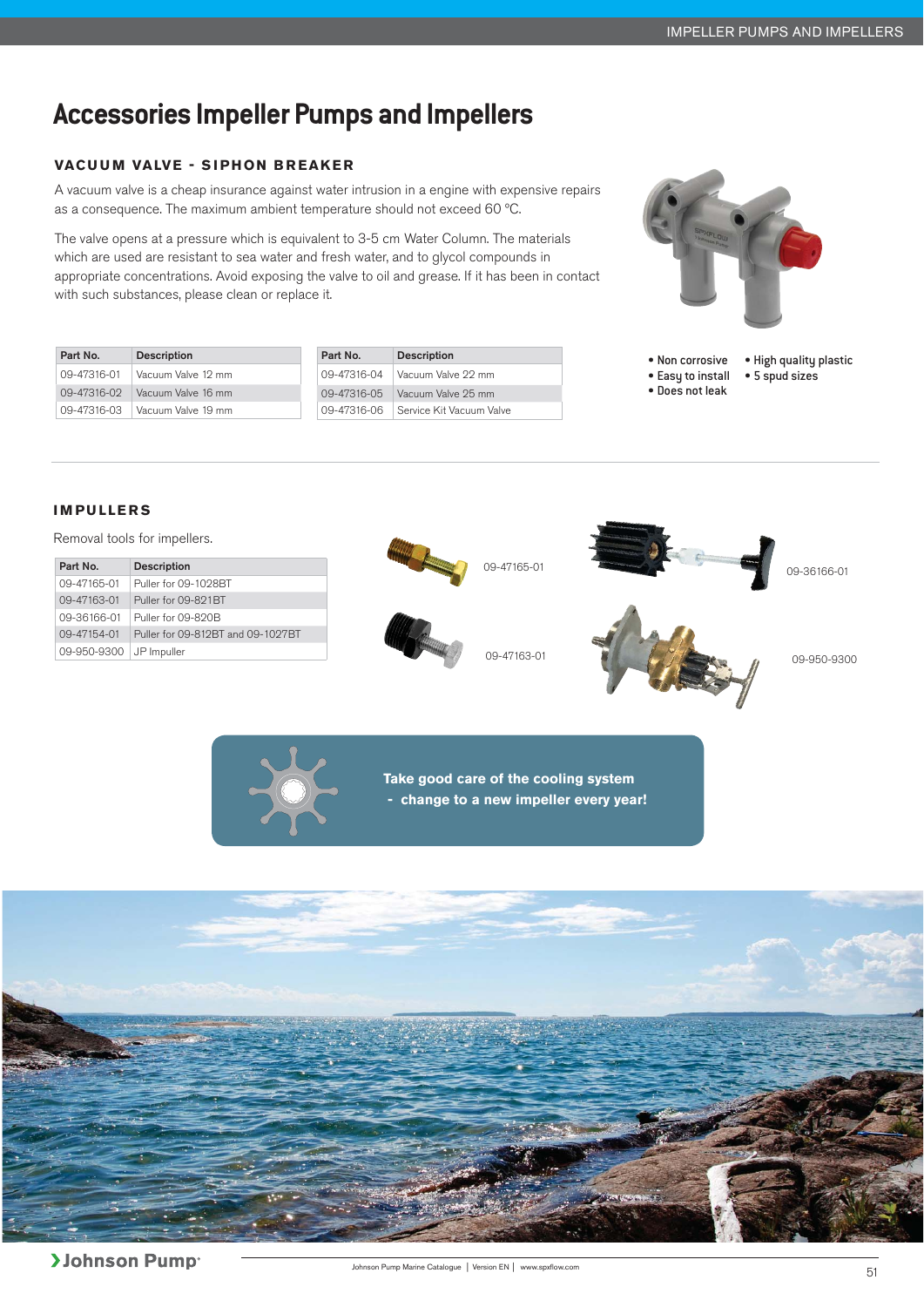# Accessories Impeller Pumps and Impellers

## VACUUM VALVE - SIPHON BREAKER

A vacuum valve is a cheap insurance against water intrusion in a engine with expensive repairs as a consequence. The maximum ambient temperature should not exceed 60 °C.

The valve opens at a pressure which is equivalent to 3-5 cm Water Column. The materials which are used are resistant to sea water and fresh water, and to glycol compounds in appropriate concentrations. Avoid exposing the valve to oil and grease. If it has been in contact with such substances, please clean or replace it.

| Part No. | Description |
|---|---|
| 09-47316-01 | Vacuum Valve 12 mm |
| 09-47316-02 | Vacuum Valve 16 mm |
| 09-47316-03 | Vacuum Valve 19 mm |
| 09-47316-04 | Vacuum Valve 22 mm |
| 09-47316-05 | Vacuum Valve 25 mm |
| 09-47316-06 | Service Kit Vacuum Valve |

- Non corrosive
- Easy to install
- Does not leak
- High quality plastic
- 5 spud sizes

## IMPULLERS

Removal tools for impellers.

| Part No. | Description |
|---|---|
| 09-47165-01 | Puller for 09-1028BT |
| 09-47163-01 | Puller for 09-821BT |
| 09-36166-01 | Puller for 09-820B |
| 09-47154-01 | Puller for 09-812BT and 09-1027BT |
| 09-950-9300 | JP Impuller |

09-47165-01

09-36166-01

09-47163-01

09-950-9300

**Take good care of the cooling system - change to a new impeller every year!**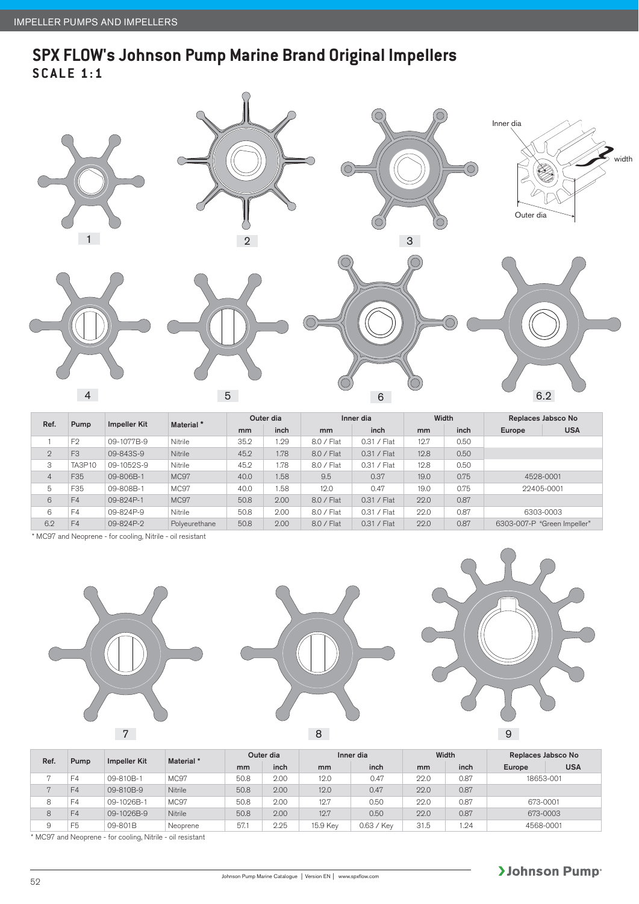## SPX FLOW's Johnson Pump Marine Brand Original Impellers

**SCALE 1:1**

Inner dia

width

Outer dia

1 2 3 4 5 6 6.2

| Ref. | Pump | Impeller Kit | Material * | Outer dia | | Inner dia | | Width | | Replaces Jabsco No | |
|---|---|---|---|---|---|---|---|---|---|---|---|
| | | | | mm | inch | mm | inch | mm | inch | Europe | USA |
| 1 | F2 | 09-1077B-9 | Nitrile | 35.2 | 1.29 | 8.0 / Flat | 0.31 / Flat | 12.7 | 0.50 | | |
| 2 | F3 | 09-843S-9 | Nitrile | 45.2 | 1.78 | 8.0 / Flat | 0.31 / Flat | 12.8 | 0.50 | | |
| 3 | TA3P10 | 09-1052S-9 | Nitrile | 45.2 | 1.78 | 8.0 / Flat | 0.31 / Flat | 12.8 | 0.50 | | |
| 4 | F35 | 09-806B-1 | MC97 | 40.0 | 1.58 | 9.5 | 0.37 | 19.0 | 0.75 | 4528-0001 | |
| 5 | F35 | 09-808B-1 | MC97 | 40.0 | 1.58 | 12.0 | 0.47 | 19.0 | 0.75 | 22405-0001 | |
| 6 | F4 | 09-824P-1 | MC97 | 50.8 | 2.00 | 8.0 / Flat | 0.31 / Flat | 22.0 | 0.87 | | |
| 6 | F4 | 09-824P-9 | Nitrile | 50.8 | 2.00 | 8.0 / Flat | 0.31 / Flat | 22.0 | 0.87 | 6303-0003 | |
| 6.2 | F4 | 09-824P-2 | Polyeurethane | 50.8 | 2.00 | 8.0 / Flat | 0.31 / Flat | 22.0 | 0.87 | 6303-007-P "Green Impeller" | |

* MC97 and Neoprene - for cooling, Nitrile - oil resistant

7 8 9

| Ref. | Pump | Impeller Kit | Material * | Outer dia | | Inner dia | | Width | | Replaces Jabsco No | |
|---|---|---|---|---|---|---|---|---|---|---|---|
| | | | | mm | inch | mm | inch | mm | inch | Europe | USA |
| 7 | F4 | 09-810B-1 | MC97 | 50.8 | 2.00 | 12.0 | 0.47 | 22.0 | 0.87 | 18653-001 | |
| 7 | F4 | 09-810B-9 | Nitrile | 50.8 | 2.00 | 12.0 | 0.47 | 22.0 | 0.87 | | |
| 8 | F4 | 09-1026B-1 | MC97 | 50.8 | 2.00 | 12.7 | 0.50 | 22.0 | 0.87 | 673-0001 | |
| 8 | F4 | 09-1026B-9 | Nitrile | 50.8 | 2.00 | 12.7 | 0.50 | 22.0 | 0.87 | 673-0003 | |
| 9 | F5 | 09-801B | Neoprene | 57.1 | 2.25 | 15.9 Key | 0.63 / Key | 31.5 | 1.24 | 4568-0001 | |

* MC97 and Neoprene - for cooling, Nitrile - oil resistant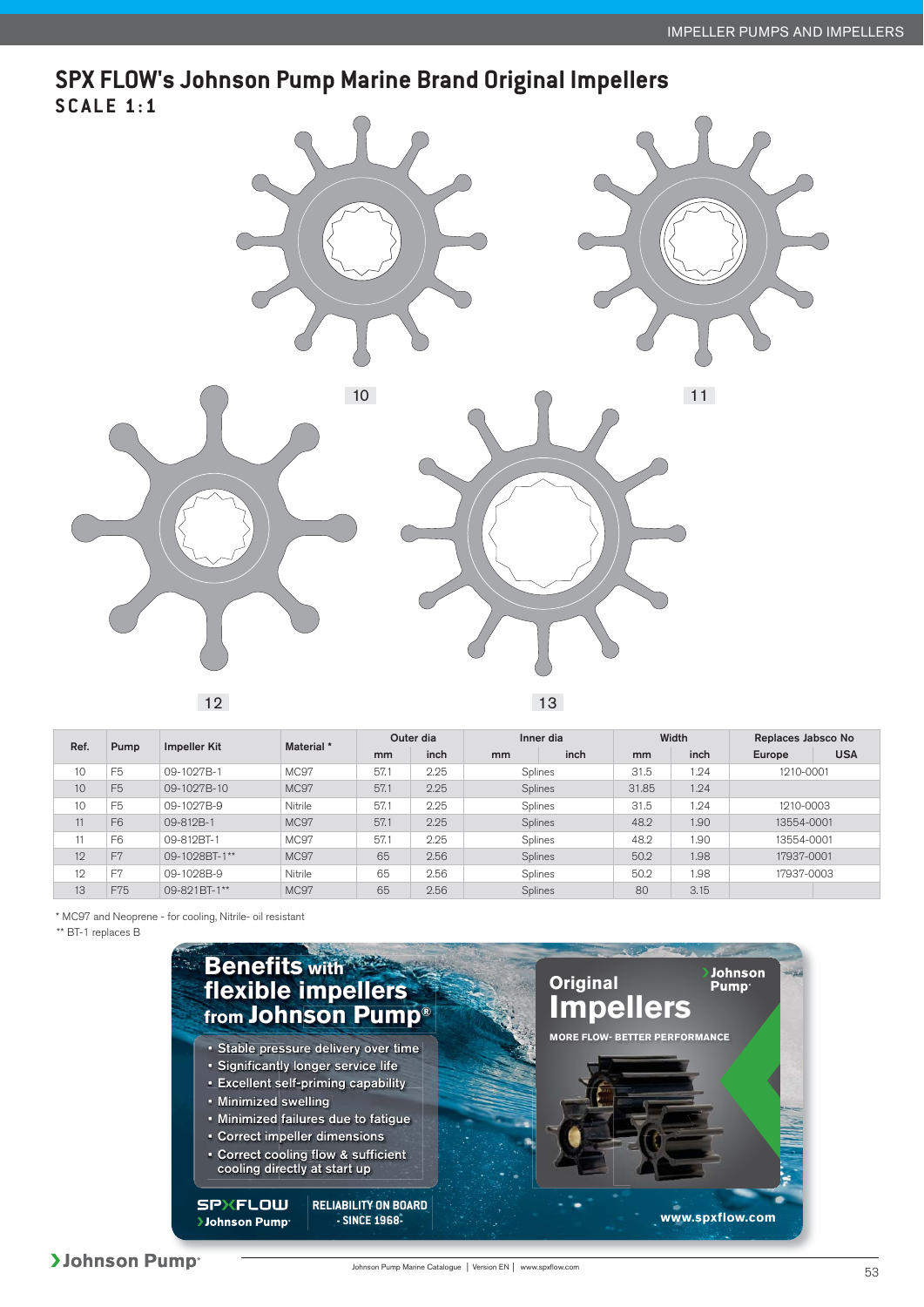## SPX FLOW's Johnson Pump Marine Brand Original Impellers

**SCALE 1:1**

10

11

12

13

| Ref. | Pump | Impeller Kit | Material * | Outer dia | | Inner dia | | Width | | Replaces Jabsco No | |
|---|---|---|---|---|---|---|---|---|---|---|---|
| | | | | mm | inch | mm | inch | mm | inch | Europe | USA |
| 10 | F5 | 09-1027B-1 | MC97 | 57.1 | 2.25 | Splines | | 31.5 | 1.24 | 1210-0001 | |
| 10 | F5 | 09-1027B-10 | MC97 | 57.1 | 2.25 | Splines | | 31.85 | 1.24 | | |
| 10 | F5 | 09-1027B-9 | Nitrile | 57.1 | 2.25 | Splines | | 31.5 | 1.24 | 1210-0003 | |
| 11 | F6 | 09-812B-1 | MC97 | 57.1 | 2.25 | Splines | | 48.2 | 1.90 | 13554-0001 | |
| 11 | F6 | 09-812BT-1 | MC97 | 57.1 | 2.25 | Splines | | 48.2 | 1.90 | 13554-0001 | |
| 12 | F7 | 09-1028BT-1** | MC97 | 65 | 2.56 | Splines | | 50.2 | 1.98 | 17937-0001 | |
| 12 | F7 | 09-1028B-9 | Nitrile | 65 | 2.56 | Splines | | 50.2 | 1.98 | 17937-0003 | |
| 13 | F75 | 09-821BT-1** | MC97 | 65 | 2.56 | Splines | | 80 | 3.15 | | |

\* MC97 and Neoprene - for cooling, Nitrile- oil resistant

\*\* BT-1 replaces B

**Benefits with flexible impellers from Johnson Pump®**

- Stable pressure delivery over time
- Significantly longer service life
- Excellent self-priming capability
- Minimized swelling
- Minimized failures due to fatigue
- Correct impeller dimensions
- Correct cooling flow & sufficient cooling directly at start up

SPXFLOW Johnson Pump

RELIABILITY ON BOARD - SINCE 1968-

Original Impellers

MORE FLOW- BETTER PERFORMANCE

Johnson Pump

www.spxflow.com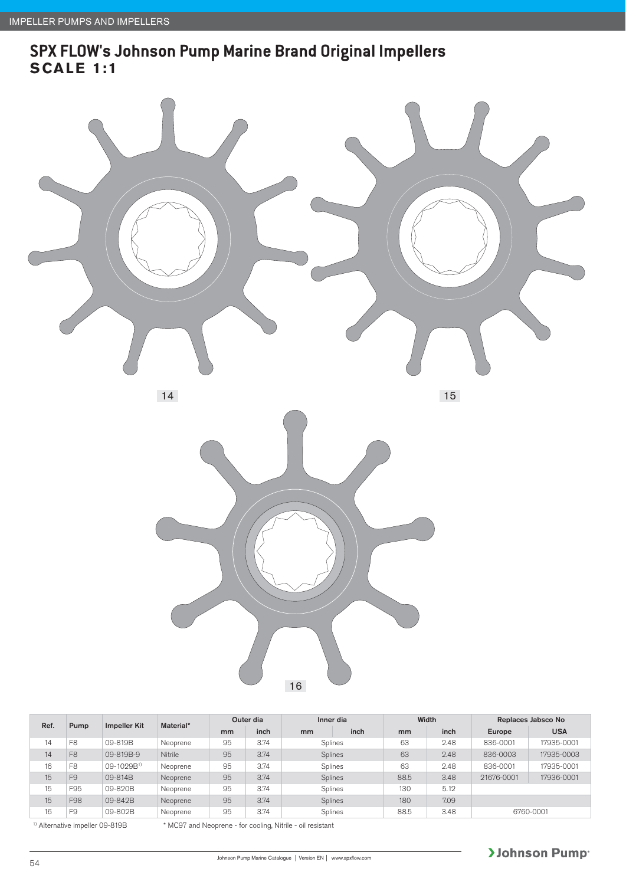## SPX FLOW's Johnson Pump Marine Brand Original Impellers

**SCALE 1:1**

14

15

16

| Ref. | Pump | Impeller Kit | Material* | Outer dia | | Inner dia | | Width | | Replaces Jabsco No | |
|---|---|---|---|---|---|---|---|---|---|---|---|
| | | | | mm | inch | mm | inch | mm | inch | Europe | USA |
| 14 | F8 | 09-819B | Neoprene | 95 | 3.74 | Splines | | 63 | 2.48 | 836-0001 | 17935-0001 |
| 14 | F8 | 09-819B-9 | Nitrile | 95 | 3.74 | Splines | | 63 | 2.48 | 836-0003 | 17935-0003 |
| 16 | F8 | 09-1029B[1] | Neoprene | 95 | 3.74 | Splines | | 63 | 2.48 | 836-0001 | 17935-0001 |
| 15 | F9 | 09-814B | Neoprene | 95 | 3.74 | Splines | | 88.5 | 3.48 | 21676-0001 | 17936-0001 |
| 15 | F95 | 09-820B | Neoprene | 95 | 3.74 | Splines | | 130 | 5.12 | | |
| 15 | F98 | 09-842B | Neoprene | 95 | 3.74 | Splines | | 180 | 7.09 | | |
| 16 | F9 | 09-802B | Neoprene | 95 | 3.74 | Splines | | 88.5 | 3.48 | 6760-0001 | |

[1] Alternative impeller 09-819B

\* MC97 and Neoprene - for cooling, Nitrile - oil resistant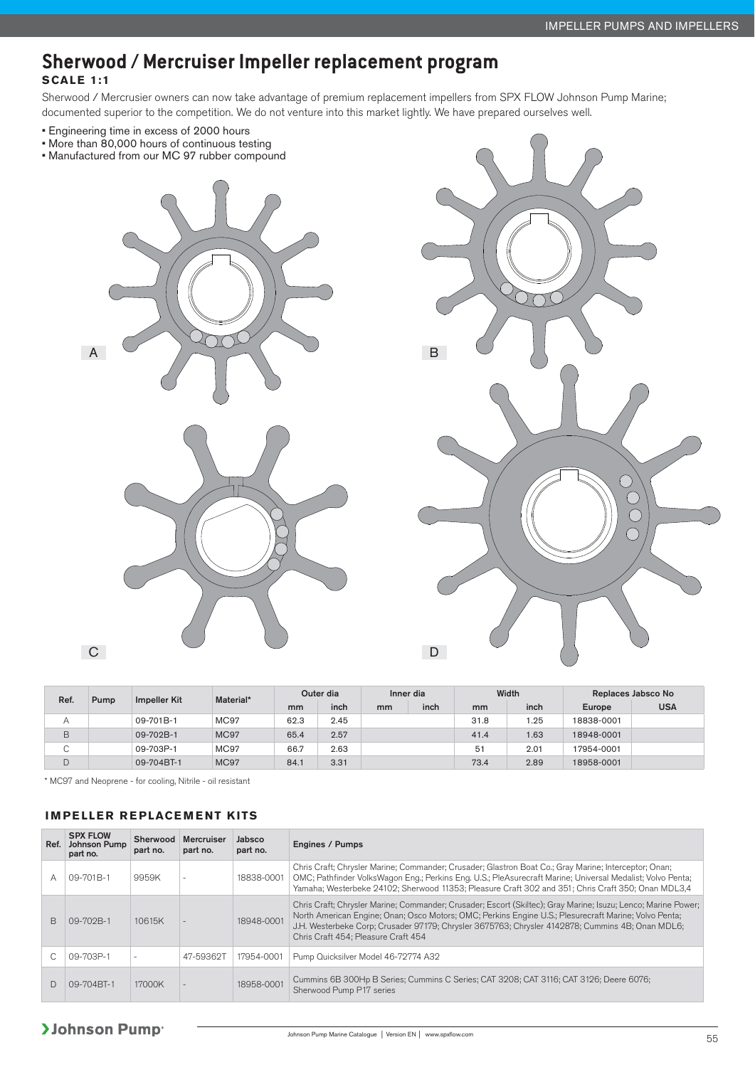# Sherwood / Mercruiser Impeller replacement program

**SCALE 1:1**

Sherwood / Mercrusier owners can now take advantage of premium replacement impellers from SPX FLOW Johnson Pump Marine; documented superior to the competition. We do not venture into this market lightly. We have prepared ourselves well.

- Engineering time in excess of 2000 hours
- More than 80,000 hours of continuous testing
- Manufactured from our MC 97 rubber compound

A

B

C

D

| Ref. | Pump | Impeller Kit | Material* | Outer dia | | Inner dia | | Width | | Replaces Jabsco No | |
|---|---|---|---|---|---|---|---|---|---|---|---|
| | | | | mm | inch | mm | inch | mm | inch | Europe | USA |
| A | | 09-701B-1 | MC97 | 62.3 | 2.45 | | | 31.8 | 1.25 | 18838-0001 | |
| B | | 09-702B-1 | MC97 | 65.4 | 2.57 | | | 41.4 | 1.63 | 18948-0001 | |
| C | | 09-703P-1 | MC97 | 66.7 | 2.63 | | | 51 | 2.01 | 17954-0001 | |
| D | | 09-704BT-1 | MC97 | 84.1 | 3.31 | | | 73.4 | 2.89 | 18958-0001 | |

* MC97 and Neoprene - for cooling, Nitrile - oil resistant

### IMPELLER REPLACEMENT KITS

| Ref. | SPX FLOW Johnson Pump part no. | Sherwood part no. | Mercruiser part no. | Jabsco part no. | Engines / Pumps |
|---|---|---|---|---|---|
| A | 09-701B-1 | 9959K | - | 18838-0001 | Chris Craft; Chrysler Marine; Commander; Crusader; Glastron Boat Co.; Gray Marine; Interceptor; Onan; OMC; Pathfinder VolksWagon Eng.; Perkins Eng. U.S.; PleAsurecraft Marine; Universal Medalist; Volvo Penta; Yamaha; Westerbeke 24102; Sherwood 11353; Pleasure Craft 302 and 351; Chris Craft 350; Onan MDL3,4 |
| B | 09-702B-1 | 10615K | - | 18948-0001 | Chris Craft; Chrysler Marine; Commander; Crusader; Escort (Skiltec); Gray Marine; Isuzu; Lenco; Marine Power; North American Engine; Onan; Osco Motors; OMC; Perkins Engine U.S.; Plesurecraft Marine; Volvo Penta; J.H. Westerbeke Corp; Crusader 97179; Chrysler 3675763; Chrysler 4142878; Cummins 4B; Onan MDL6; Chris Craft 454; Pleasure Craft 454 |
| C | 09-703P-1 | - | 47-59362T | 17954-0001 | Pump Quicksilver Model 46-72774 A32 |
| D | 09-704BT-1 | 17000K | - | 18958-0001 | Cummins 6B 300Hp B Series; Cummins C Series; CAT 3208; CAT 3116; CAT 3126; Deere 6076; Sherwood Pump P17 series |